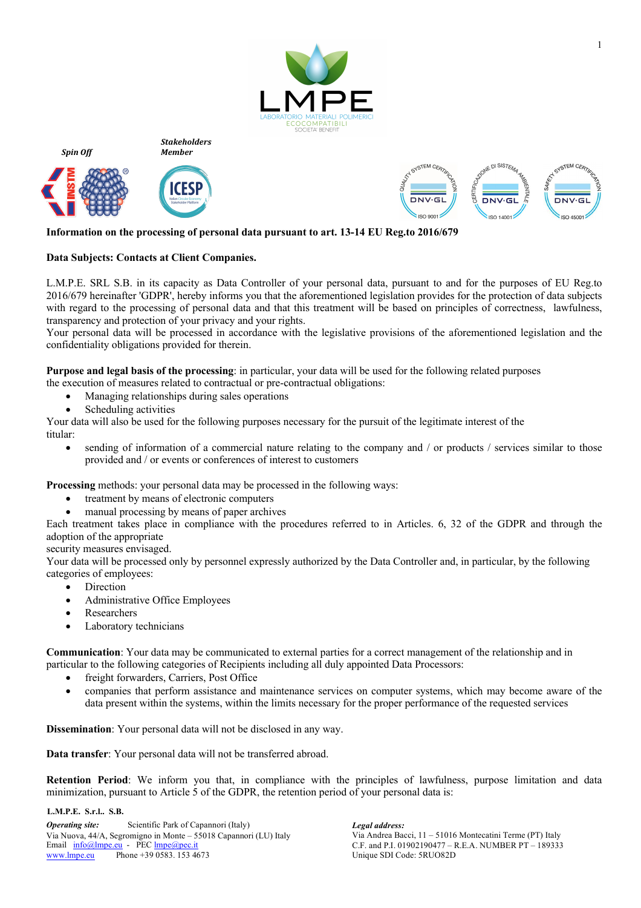LMPE
LABORATORIO MATERIALI POLIMERICI
ECOCOMPATIBILI
SOCIETA' BENEFIT

***Spin Off*** ***Stakeholders Member***

**Information on the processing of personal data pursuant to art. 13-14 EU Reg.to 2016/679**

**Data Subjects: Contacts at Client Companies.**

L.M.P.E. SRL S.B. in its capacity as Data Controller of your personal data, pursuant to and for the purposes of EU Reg.to 2016/679 hereinafter 'GDPR', hereby informs you that the aforementioned legislation provides for the protection of data subjects with regard to the processing of personal data and that this treatment will be based on principles of correctness, lawfulness, transparency and protection of your privacy and your rights.
Your personal data will be processed in accordance with the legislative provisions of the aforementioned legislation and the confidentiality obligations provided for therein.

**Purpose and legal basis of the processing**: in particular, your data will be used for the following related purposes the execution of measures related to contractual or pre-contractual obligations:

- Managing relationships during sales operations
- Scheduling activities

Your data will also be used for the following purposes necessary for the pursuit of the legitimate interest of the titular:

- sending of information of a commercial nature relating to the company and / or products / services similar to those provided and / or events or conferences of interest to customers

**Processing** methods: your personal data may be processed in the following ways:

- treatment by means of electronic computers
- manual processing by means of paper archives

Each treatment takes place in compliance with the procedures referred to in Articles. 6, 32 of the GDPR and through the adoption of the appropriate security measures envisaged.
Your data will be processed only by personnel expressly authorized by the Data Controller and, in particular, by the following categories of employees:

- Direction
- Administrative Office Employees
- Researchers
- Laboratory technicians

**Communication**: Your data may be communicated to external parties for a correct management of the relationship and in particular to the following categories of Recipients including all duly appointed Data Processors:

- freight forwarders, Carriers, Post Office
- companies that perform assistance and maintenance services on computer systems, which may become aware of the data present within the systems, within the limits necessary for the proper performance of the requested services

**Dissemination**: Your personal data will not be disclosed in any way.

**Data transfer**: Your personal data will not be transferred abroad.

**Retention Period**: We inform you that, in compliance with the principles of lawfulness, purpose limitation and data minimization, pursuant to Article 5 of the GDPR, the retention period of your personal data is:

**L.M.P.E. S.r.l. S.B.**

*Operating site:* Scientific Park of Capannori (Italy)
Via Nuova, 44/A, Segromigno in Monte – 55018 Capannori (LU) Italy
Email info@lmpe.eu - PEC lmpe@pec.it
www.lmpe.eu Phone +39 0583. 153 4673

*Legal address:*
Via Andrea Bacci, 11 – 51016 Montecatini Terme (PT) Italy
C.F. and P.I. 01902190477 – R.E.A. NUMBER PT – 189333
Unique SDI Code: 5RUO82D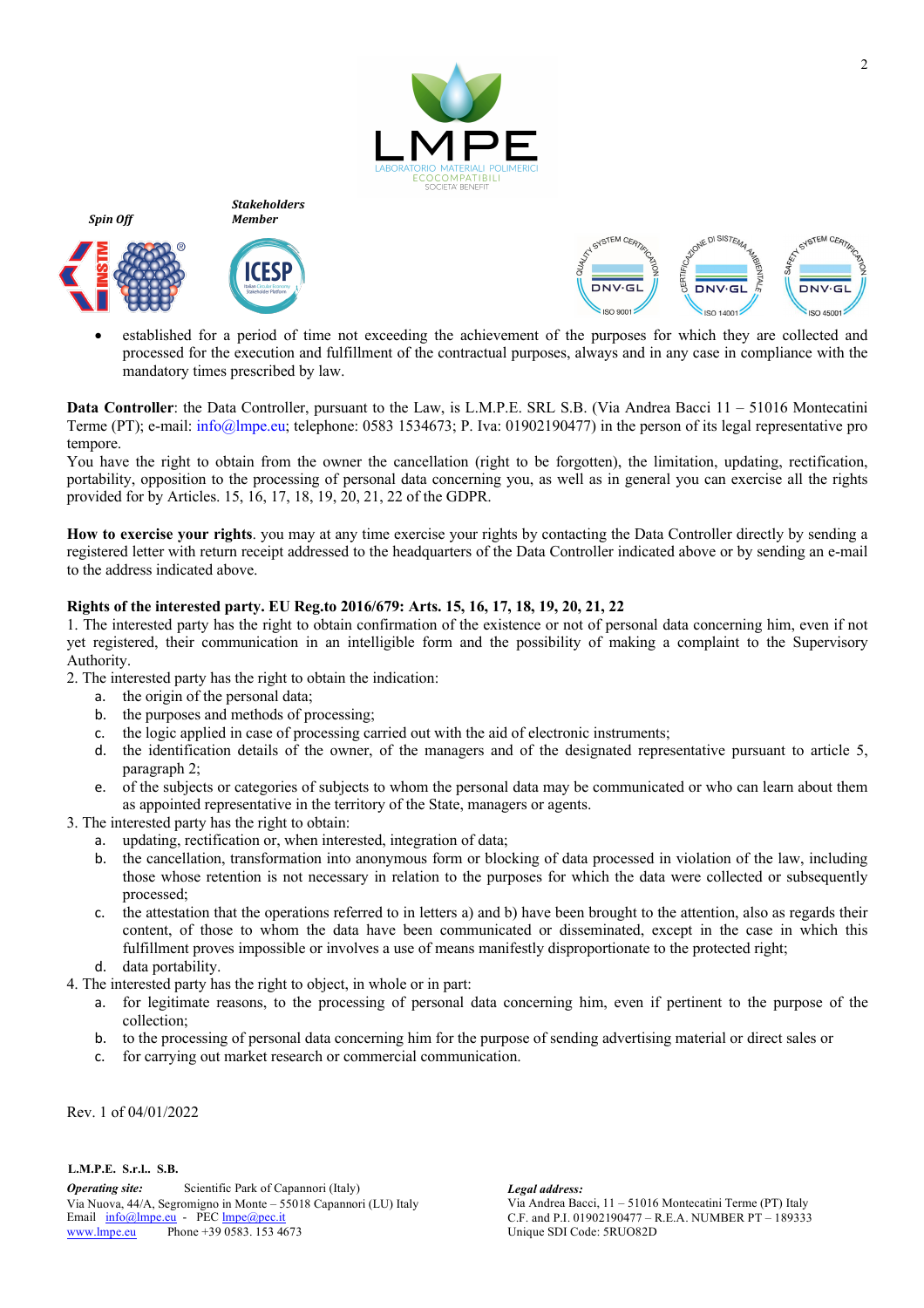- established for a period of time not exceeding the achievement of the purposes for which they are collected and processed for the execution and fulfillment of the contractual purposes, always and in any case in compliance with the mandatory times prescribed by law.

**Data Controller**: the Data Controller, pursuant to the Law, is L.M.P.E. SRL S.B. (Via Andrea Bacci 11 – 51016 Montecatini Terme (PT); e-mail: info@lmpe.eu; telephone: 0583 1534673; P. Iva: 01902190477) in the person of its legal representative pro tempore.
You have the right to obtain from the owner the cancellation (right to be forgotten), the limitation, updating, rectification, portability, opposition to the processing of personal data concerning you, as well as in general you can exercise all the rights provided for by Articles. 15, 16, 17, 18, 19, 20, 21, 22 of the GDPR.

**How to exercise your rights**. you may at any time exercise your rights by contacting the Data Controller directly by sending a registered letter with return receipt addressed to the headquarters of the Data Controller indicated above or by sending an e-mail to the address indicated above.

**Rights of the interested party. EU Reg.to 2016/679: Arts. 15, 16, 17, 18, 19, 20, 21, 22**

1. The interested party has the right to obtain confirmation of the existence or not of personal data concerning him, even if not yet registered, their communication in an intelligible form and the possibility of making a complaint to the Supervisory Authority.
2. The interested party has the right to obtain the indication:
   a. the origin of the personal data;
   b. the purposes and methods of processing;
   c. the logic applied in case of processing carried out with the aid of electronic instruments;
   d. the identification details of the owner, of the managers and of the designated representative pursuant to article 5, paragraph 2;
   e. of the subjects or categories of subjects to whom the personal data may be communicated or who can learn about them as appointed representative in the territory of the State, managers or agents.
3. The interested party has the right to obtain:
   a. updating, rectification or, when interested, integration of data;
   b. the cancellation, transformation into anonymous form or blocking of data processed in violation of the law, including those whose retention is not necessary in relation to the purposes for which the data were collected or subsequently processed;
   c. the attestation that the operations referred to in letters a) and b) have been brought to the attention, also as regards their content, of those to whom the data have been communicated or disseminated, except in the case in which this fulfillment proves impossible or involves a use of means manifestly disproportionate to the protected right;
   d. data portability.
4. The interested party has the right to object, in whole or in part:
   a. for legitimate reasons, to the processing of personal data concerning him, even if pertinent to the purpose of the collection;
   b. to the processing of personal data concerning him for the purpose of sending advertising material or direct sales or
   c. for carrying out market research or commercial communication.

Rev. 1 of 04/01/2022